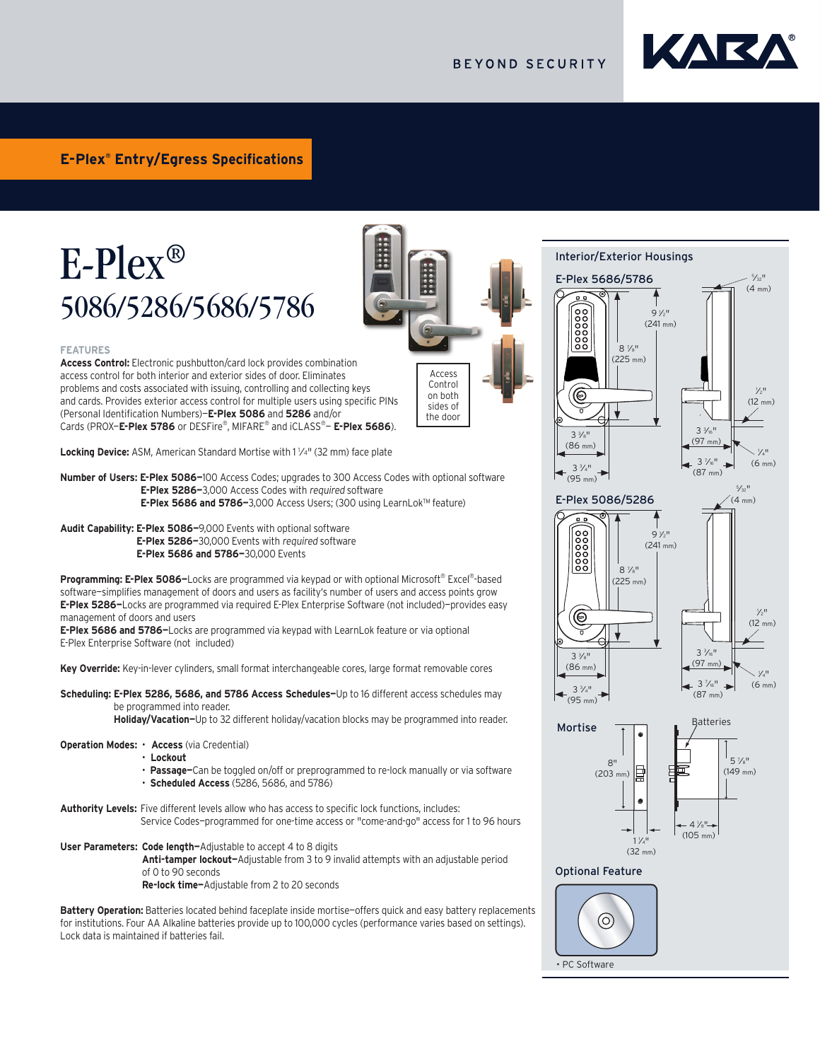BEYOND SECURITY

KABA®

**E-Plex® Entry/Egress Specifications**

# E-Plex®
## 5086/5286/5686/5786

Access Control on both sides of the door

### FEATURES

**Access Control:** Electronic pushbutton/card lock provides combination access control for both interior and exterior sides of door. Eliminates problems and costs associated with issuing, controlling and collecting keys and cards. Provides exterior access control for multiple users using specific PINs (Personal Identification Numbers)–**E-Plex 5086** and **5286** and/or Cards (PROX–**E-Plex 5786** or DESFire®, MIFARE® and iCLASS®– **E-Plex 5686**).

**Locking Device:** ASM, American Standard Mortise with 1 1/4" (32 mm) face plate

**Number of Users:** **E-Plex 5086–**100 Access Codes; upgrades to 300 Access Codes with optional software
**E-Plex 5286–**3,000 Access Codes with *required* software
**E-Plex 5686 and 5786–**3,000 Access Users; (300 using LearnLok™ feature)

**Audit Capability:** **E-Plex 5086–**9,000 Events with optional software
**E-Plex 5286–**30,000 Events with *required* software
**E-Plex 5686 and 5786–**30,000 Events

**Programming:** **E-Plex 5086–**Locks are programmed via keypad or with optional Microsoft® Excel®-based software–simplifies management of doors and users as facility's number of users and access points grow
**E-Plex 5286–**Locks are programmed via required E-Plex Enterprise Software (not included)–provides easy management of doors and users
**E-Plex 5686 and 5786–**Locks are programmed via keypad with LearnLok feature or via optional E-Plex Enterprise Software (not included)

**Key Override:** Key-in-lever cylinders, small format interchangeable cores, large format removable cores

**Scheduling:** **E-Plex 5286, 5686, and 5786 Access Schedules–**Up to 16 different access schedules may be programmed into reader.
**Holiday/Vacation–**Up to 32 different holiday/vacation blocks may be programmed into reader.

**Operation Modes:**
- **Access** (via Credential)
- **Lockout**
- **Passage–**Can be toggled on/off or preprogrammed to re-lock manually or via software
- **Scheduled Access** (5286, 5686, and 5786)

**Authority Levels:** Five different levels allow who has access to specific lock functions, includes:
Service Codes–programmed for one-time access or "come-and-go" access for 1 to 96 hours

**User Parameters:** **Code length–**Adjustable to accept 4 to 8 digits
**Anti-tamper lockout–**Adjustable from 3 to 9 invalid attempts with an adjustable period of 0 to 90 seconds
**Re-lock time–**Adjustable from 2 to 20 seconds

**Battery Operation:** Batteries located behind faceplate inside mortise–offers quick and easy battery replacements for institutions. Four AA Alkaline batteries provide up to 100,000 cycles (performance varies based on settings). Lock data is maintained if batteries fail.

### Interior/Exterior Housings

**E-Plex 5686/5786**

9 1/2" (241 mm); 8 7/8" (225 mm); 3 3/8" (86 mm); 3 3/4" (95 mm); 5/32" (4 mm); 1/2" (12 mm); 3 13/16" (97 mm); 3 7/16" (87 mm); 1/4" (6 mm)

**E-Plex 5086/5286**

9 1/2" (241 mm); 8 7/8" (225 mm); 3 3/8" (86 mm); 3 3/4" (95 mm); 5/32" (4 mm); 1/2" (12 mm); 3 13/16" (97 mm); 3 7/16" (87 mm); 1/4" (6 mm)

**Mortise**

8" (203 mm); 1 1/4" (32 mm); Batteries; 5 7/8" (149 mm); 4 1/8" (105 mm)

### Optional Feature

- PC Software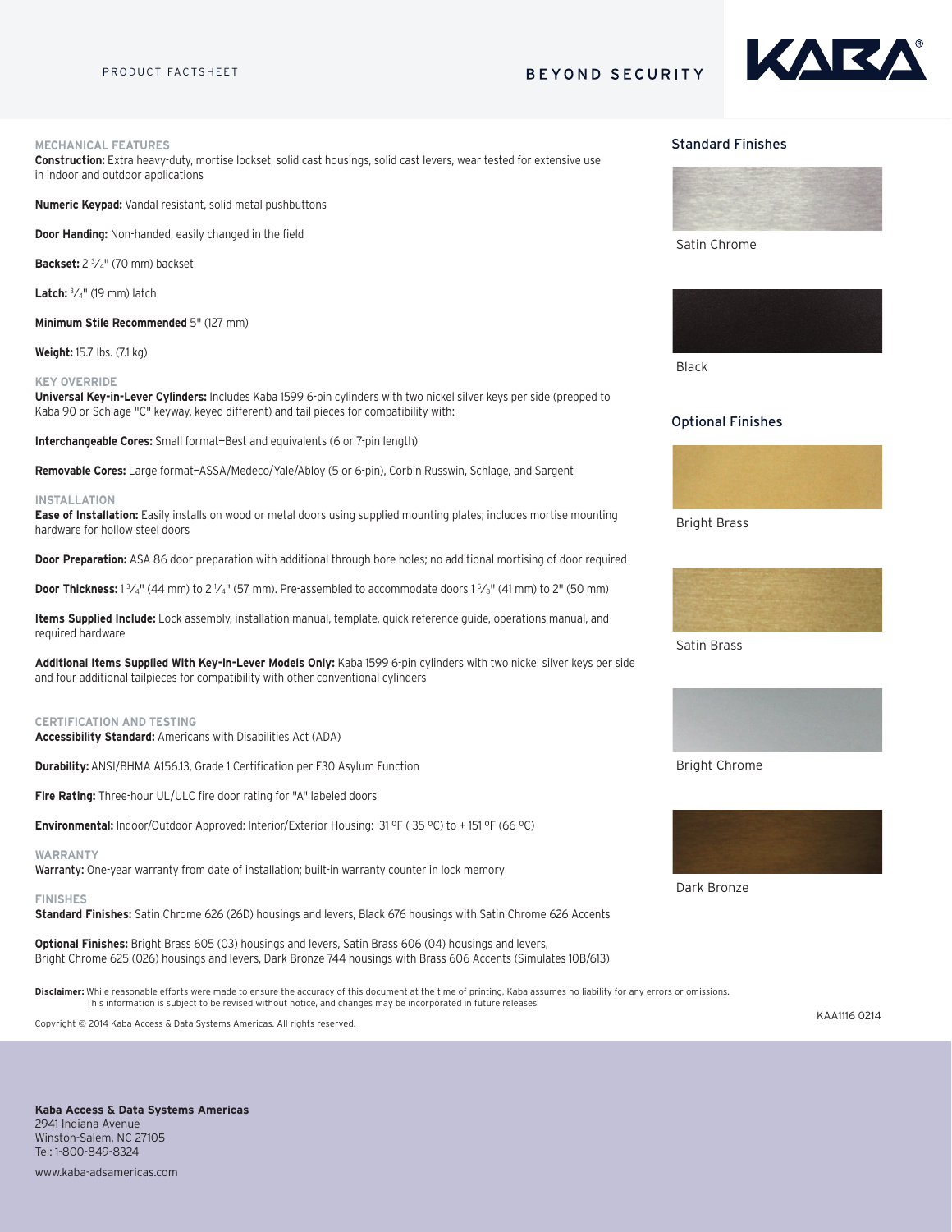## MECHANICAL FEATURES

**Construction:** Extra heavy-duty, mortise lockset, solid cast housings, solid cast levers, wear tested for extensive use in indoor and outdoor applications

**Numeric Keypad:** Vandal resistant, solid metal pushbuttons

**Door Handing:** Non-handed, easily changed in the field

**Backset:** 2 3/4" (70 mm) backset

**Latch:** 3/4" (19 mm) latch

**Minimum Stile Recommended** 5" (127 mm)

**Weight:** 15.7 lbs. (7.1 kg)

## KEY OVERRIDE

**Universal Key-in-Lever Cylinders:** Includes Kaba 1599 6-pin cylinders with two nickel silver keys per side (prepped to Kaba 90 or Schlage "C" keyway, keyed different) and tail pieces for compatibility with:

**Interchangeable Cores:** Small format—Best and equivalents (6 or 7-pin length)

**Removable Cores:** Large format—ASSA/Medeco/Yale/Abloy (5 or 6-pin), Corbin Russwin, Schlage, and Sargent

## INSTALLATION

**Ease of Installation:** Easily installs on wood or metal doors using supplied mounting plates; includes mortise mounting hardware for hollow steel doors

**Door Preparation:** ASA 86 door preparation with additional through bore holes; no additional mortising of door required

**Door Thickness:** 1 3/4" (44 mm) to 2 1/4" (57 mm). Pre-assembled to accommodate doors 1 5/8" (41 mm) to 2" (50 mm)

**Items Supplied Include:** Lock assembly, installation manual, template, quick reference guide, operations manual, and required hardware

**Additional Items Supplied With Key-in-Lever Models Only:** Kaba 1599 6-pin cylinders with two nickel silver keys per side and four additional tailpieces for compatibility with other conventional cylinders

## CERTIFICATION AND TESTING

**Accessibility Standard:** Americans with Disabilities Act (ADA)

**Durability:** ANSI/BHMA A156.13, Grade 1 Certification per F30 Asylum Function

**Fire Rating:** Three-hour UL/ULC fire door rating for "A" labeled doors

**Environmental:** Indoor/Outdoor Approved: Interior/Exterior Housing: -31 ºF (-35 ºC) to + 151 ºF (66 ºC)

## WARRANTY

**Warranty:** One-year warranty from date of installation; built-in warranty counter in lock memory

## FINISHES

**Standard Finishes:** Satin Chrome 626 (26D) housings and levers, Black 676 housings with Satin Chrome 626 Accents

**Optional Finishes:** Bright Brass 605 (03) housings and levers, Satin Brass 606 (04) housings and levers, Bright Chrome 625 (026) housings and levers, Dark Bronze 744 housings with Brass 606 Accents (Simulates 10B/613)

### Standard Finishes

Satin Chrome

Black

### Optional Finishes

Bright Brass

Satin Brass

Bright Chrome

Dark Bronze

**Disclaimer:** While reasonable efforts were made to ensure the accuracy of this document at the time of printing, Kaba assumes no liability for any errors or omissions. This information is subject to be revised without notice, and changes may be incorporated in future releases

Copyright © 2014 Kaba Access & Data Systems Americas. All rights reserved.

KAA1116 0214

**Kaba Access & Data Systems Americas**
2941 Indiana Avenue
Winston-Salem, NC 27105
Tel: 1-800-849-8324

www.kaba-adsamericas.com